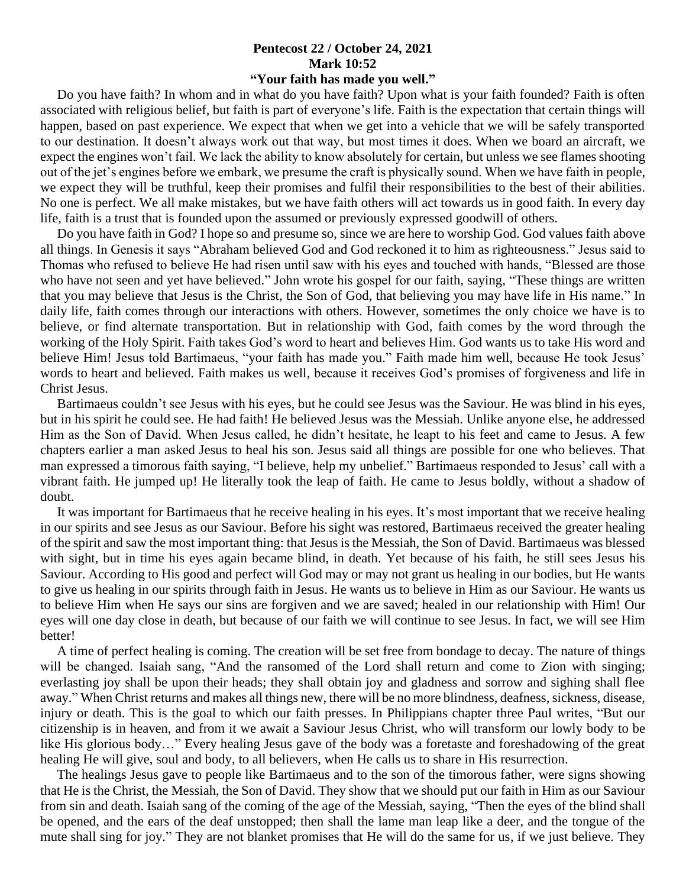**Pentecost 22 / October 24, 2021**
**Mark 10:52**
**"Your faith has made you well."**

Do you have faith? In whom and in what do you have faith? Upon what is your faith founded? Faith is often associated with religious belief, but faith is part of everyone's life. Faith is the expectation that certain things will happen, based on past experience. We expect that when we get into a vehicle that we will be safely transported to our destination. It doesn't always work out that way, but most times it does. When we board an aircraft, we expect the engines won't fail. We lack the ability to know absolutely for certain, but unless we see flames shooting out of the jet's engines before we embark, we presume the craft is physically sound. When we have faith in people, we expect they will be truthful, keep their promises and fulfil their responsibilities to the best of their abilities. No one is perfect. We all make mistakes, but we have faith others will act towards us in good faith. In every day life, faith is a trust that is founded upon the assumed or previously expressed goodwill of others.

Do you have faith in God? I hope so and presume so, since we are here to worship God. God values faith above all things. In Genesis it says "Abraham believed God and God reckoned it to him as righteousness." Jesus said to Thomas who refused to believe He had risen until saw with his eyes and touched with hands, "Blessed are those who have not seen and yet have believed." John wrote his gospel for our faith, saying, "These things are written that you may believe that Jesus is the Christ, the Son of God, that believing you may have life in His name." In daily life, faith comes through our interactions with others. However, sometimes the only choice we have is to believe, or find alternate transportation. But in relationship with God, faith comes by the word through the working of the Holy Spirit. Faith takes God's word to heart and believes Him. God wants us to take His word and believe Him! Jesus told Bartimaeus, "your faith has made you." Faith made him well, because He took Jesus' words to heart and believed. Faith makes us well, because it receives God's promises of forgiveness and life in Christ Jesus.

Bartimaeus couldn't see Jesus with his eyes, but he could see Jesus was the Saviour. He was blind in his eyes, but in his spirit he could see. He had faith! He believed Jesus was the Messiah. Unlike anyone else, he addressed Him as the Son of David. When Jesus called, he didn't hesitate, he leapt to his feet and came to Jesus. A few chapters earlier a man asked Jesus to heal his son. Jesus said all things are possible for one who believes. That man expressed a timorous faith saying, "I believe, help my unbelief." Bartimaeus responded to Jesus' call with a vibrant faith. He jumped up! He literally took the leap of faith. He came to Jesus boldly, without a shadow of doubt.

It was important for Bartimaeus that he receive healing in his eyes. It's most important that we receive healing in our spirits and see Jesus as our Saviour. Before his sight was restored, Bartimaeus received the greater healing of the spirit and saw the most important thing: that Jesus is the Messiah, the Son of David. Bartimaeus was blessed with sight, but in time his eyes again became blind, in death. Yet because of his faith, he still sees Jesus his Saviour. According to His good and perfect will God may or may not grant us healing in our bodies, but He wants to give us healing in our spirits through faith in Jesus. He wants us to believe in Him as our Saviour. He wants us to believe Him when He says our sins are forgiven and we are saved; healed in our relationship with Him! Our eyes will one day close in death, but because of our faith we will continue to see Jesus. In fact, we will see Him better!

A time of perfect healing is coming. The creation will be set free from bondage to decay. The nature of things will be changed. Isaiah sang, "And the ransomed of the Lord shall return and come to Zion with singing; everlasting joy shall be upon their heads; they shall obtain joy and gladness and sorrow and sighing shall flee away." When Christ returns and makes all things new, there will be no more blindness, deafness, sickness, disease, injury or death. This is the goal to which our faith presses. In Philippians chapter three Paul writes, "But our citizenship is in heaven, and from it we await a Saviour Jesus Christ, who will transform our lowly body to be like His glorious body…" Every healing Jesus gave of the body was a foretaste and foreshadowing of the great healing He will give, soul and body, to all believers, when He calls us to share in His resurrection.

The healings Jesus gave to people like Bartimaeus and to the son of the timorous father, were signs showing that He is the Christ, the Messiah, the Son of David. They show that we should put our faith in Him as our Saviour from sin and death. Isaiah sang of the coming of the age of the Messiah, saying, "Then the eyes of the blind shall be opened, and the ears of the deaf unstopped; then shall the lame man leap like a deer, and the tongue of the mute shall sing for joy." They are not blanket promises that He will do the same for us, if we just believe. They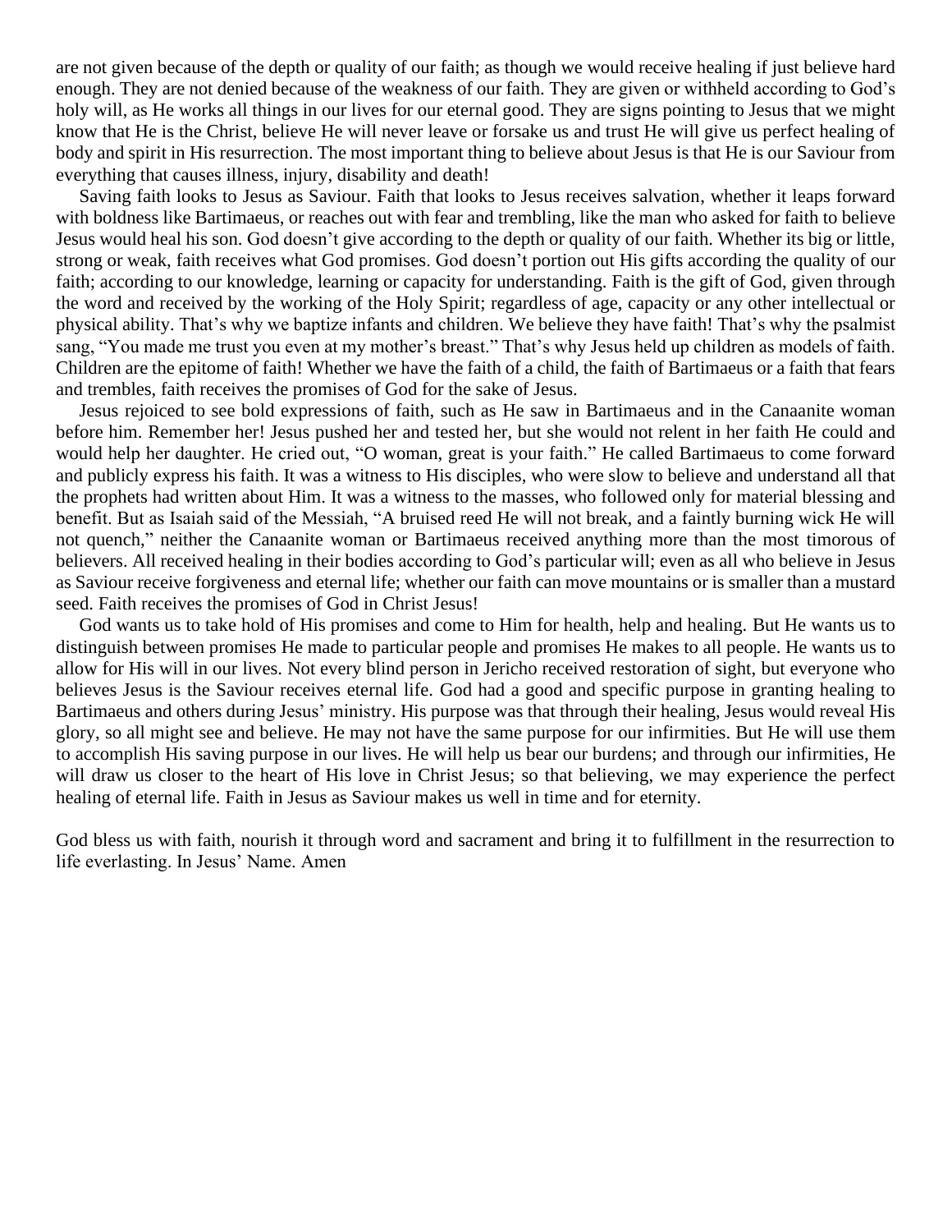are not given because of the depth or quality of our faith; as though we would receive healing if just believe hard enough. They are not denied because of the weakness of our faith. They are given or withheld according to God's holy will, as He works all things in our lives for our eternal good. They are signs pointing to Jesus that we might know that He is the Christ, believe He will never leave or forsake us and trust He will give us perfect healing of body and spirit in His resurrection. The most important thing to believe about Jesus is that He is our Saviour from everything that causes illness, injury, disability and death!

Saving faith looks to Jesus as Saviour. Faith that looks to Jesus receives salvation, whether it leaps forward with boldness like Bartimaeus, or reaches out with fear and trembling, like the man who asked for faith to believe Jesus would heal his son. God doesn't give according to the depth or quality of our faith. Whether its big or little, strong or weak, faith receives what God promises. God doesn't portion out His gifts according the quality of our faith; according to our knowledge, learning or capacity for understanding. Faith is the gift of God, given through the word and received by the working of the Holy Spirit; regardless of age, capacity or any other intellectual or physical ability. That's why we baptize infants and children. We believe they have faith! That's why the psalmist sang, "You made me trust you even at my mother's breast." That's why Jesus held up children as models of faith. Children are the epitome of faith! Whether we have the faith of a child, the faith of Bartimaeus or a faith that fears and trembles, faith receives the promises of God for the sake of Jesus.

Jesus rejoiced to see bold expressions of faith, such as He saw in Bartimaeus and in the Canaanite woman before him. Remember her! Jesus pushed her and tested her, but she would not relent in her faith He could and would help her daughter. He cried out, "O woman, great is your faith." He called Bartimaeus to come forward and publicly express his faith. It was a witness to His disciples, who were slow to believe and understand all that the prophets had written about Him. It was a witness to the masses, who followed only for material blessing and benefit. But as Isaiah said of the Messiah, "A bruised reed He will not break, and a faintly burning wick He will not quench," neither the Canaanite woman or Bartimaeus received anything more than the most timorous of believers. All received healing in their bodies according to God's particular will; even as all who believe in Jesus as Saviour receive forgiveness and eternal life; whether our faith can move mountains or is smaller than a mustard seed. Faith receives the promises of God in Christ Jesus!

God wants us to take hold of His promises and come to Him for health, help and healing. But He wants us to distinguish between promises He made to particular people and promises He makes to all people. He wants us to allow for His will in our lives. Not every blind person in Jericho received restoration of sight, but everyone who believes Jesus is the Saviour receives eternal life. God had a good and specific purpose in granting healing to Bartimaeus and others during Jesus' ministry. His purpose was that through their healing, Jesus would reveal His glory, so all might see and believe. He may not have the same purpose for our infirmities. But He will use them to accomplish His saving purpose in our lives. He will help us bear our burdens; and through our infirmities, He will draw us closer to the heart of His love in Christ Jesus; so that believing, we may experience the perfect healing of eternal life. Faith in Jesus as Saviour makes us well in time and for eternity.

God bless us with faith, nourish it through word and sacrament and bring it to fulfillment in the resurrection to life everlasting. In Jesus' Name. Amen